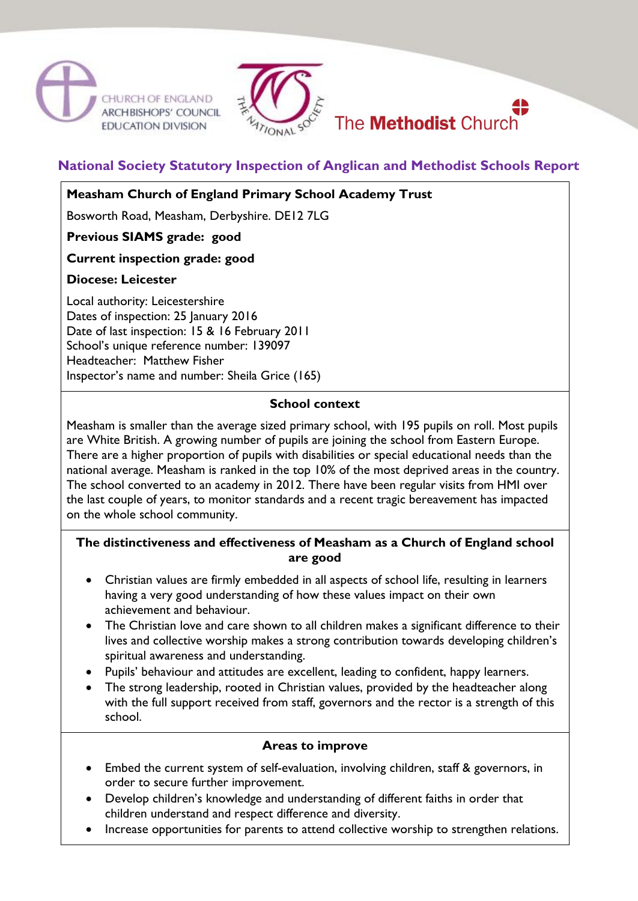CHURCH OF ENGLAND ARCHBISHOPS' COUNCIL EDUCATION DIVISION

THE NATIONAL SOCIETY

The **Methodist** Church

## National Society Statutory Inspection of Anglican and Methodist Schools Report

**Measham Church of England Primary School Academy Trust**

Bosworth Road, Measham, Derbyshire. DE12 7LG

**Previous SIAMS grade: good**

**Current inspection grade: good**

**Diocese: Leicester**

Local authority: Leicestershire
Dates of inspection: 25 January 2016
Date of last inspection: 15 & 16 February 2011
School's unique reference number: 139097
Headteacher: Matthew Fisher
Inspector's name and number: Sheila Grice (165)

### School context

Measham is smaller than the average sized primary school, with 195 pupils on roll. Most pupils are White British. A growing number of pupils are joining the school from Eastern Europe. There are a higher proportion of pupils with disabilities or special educational needs than the national average. Measham is ranked in the top 10% of the most deprived areas in the country. The school converted to an academy in 2012. There have been regular visits from HMI over the last couple of years, to monitor standards and a recent tragic bereavement has impacted on the whole school community.

### The distinctiveness and effectiveness of Measham as a Church of England school are good

- Christian values are firmly embedded in all aspects of school life, resulting in learners having a very good understanding of how these values impact on their own achievement and behaviour.
- The Christian love and care shown to all children makes a significant difference to their lives and collective worship makes a strong contribution towards developing children's spiritual awareness and understanding.
- Pupils' behaviour and attitudes are excellent, leading to confident, happy learners.
- The strong leadership, rooted in Christian values, provided by the headteacher along with the full support received from staff, governors and the rector is a strength of this school.

### Areas to improve

- Embed the current system of self-evaluation, involving children, staff & governors, in order to secure further improvement.
- Develop children's knowledge and understanding of different faiths in order that children understand and respect difference and diversity.
- Increase opportunities for parents to attend collective worship to strengthen relations.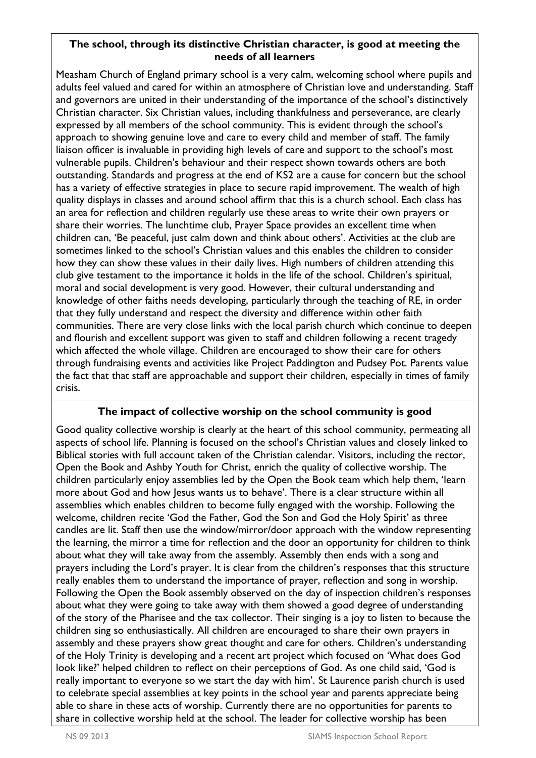**The school, through its distinctive Christian character, is good at meeting the needs of all learners**

Measham Church of England primary school is a very calm, welcoming school where pupils and adults feel valued and cared for within an atmosphere of Christian love and understanding. Staff and governors are united in their understanding of the importance of the school's distinctively Christian character. Six Christian values, including thankfulness and perseverance, are clearly expressed by all members of the school community. This is evident through the school's approach to showing genuine love and care to every child and member of staff. The family liaison officer is invaluable in providing high levels of care and support to the school's most vulnerable pupils. Children's behaviour and their respect shown towards others are both outstanding. Standards and progress at the end of KS2 are a cause for concern but the school has a variety of effective strategies in place to secure rapid improvement. The wealth of high quality displays in classes and around school affirm that this is a church school. Each class has an area for reflection and children regularly use these areas to write their own prayers or share their worries. The lunchtime club, Prayer Space provides an excellent time when children can, 'Be peaceful, just calm down and think about others'. Activities at the club are sometimes linked to the school's Christian values and this enables the children to consider how they can show these values in their daily lives. High numbers of children attending this club give testament to the importance it holds in the life of the school. Children's spiritual, moral and social development is very good. However, their cultural understanding and knowledge of other faiths needs developing, particularly through the teaching of RE, in order that they fully understand and respect the diversity and difference within other faith communities. There are very close links with the local parish church which continue to deepen and flourish and excellent support was given to staff and children following a recent tragedy which affected the whole village. Children are encouraged to show their care for others through fundraising events and activities like Project Paddington and Pudsey Pot. Parents value the fact that that staff are approachable and support their children, especially in times of family crisis.

**The impact of collective worship on the school community is good**

Good quality collective worship is clearly at the heart of this school community, permeating all aspects of school life. Planning is focused on the school's Christian values and closely linked to Biblical stories with full account taken of the Christian calendar. Visitors, including the rector, Open the Book and Ashby Youth for Christ, enrich the quality of collective worship. The children particularly enjoy assemblies led by the Open the Book team which help them, 'learn more about God and how Jesus wants us to behave'. There is a clear structure within all assemblies which enables children to become fully engaged with the worship. Following the welcome, children recite 'God the Father, God the Son and God the Holy Spirit' as three candles are lit. Staff then use the window/mirror/door approach with the window representing the learning, the mirror a time for reflection and the door an opportunity for children to think about what they will take away from the assembly. Assembly then ends with a song and prayers including the Lord's prayer. It is clear from the children's responses that this structure really enables them to understand the importance of prayer, reflection and song in worship. Following the Open the Book assembly observed on the day of inspection children's responses about what they were going to take away with them showed a good degree of understanding of the story of the Pharisee and the tax collector. Their singing is a joy to listen to because the children sing so enthusiastically. All children are encouraged to share their own prayers in assembly and these prayers show great thought and care for others. Children's understanding of the Holy Trinity is developing and a recent art project which focused on 'What does God look like?' helped children to reflect on their perceptions of God. As one child said, 'God is really important to everyone so we start the day with him'. St Laurence parish church is used to celebrate special assemblies at key points in the school year and parents appreciate being able to share in these acts of worship. Currently there are no opportunities for parents to share in collective worship held at the school. The leader for collective worship has been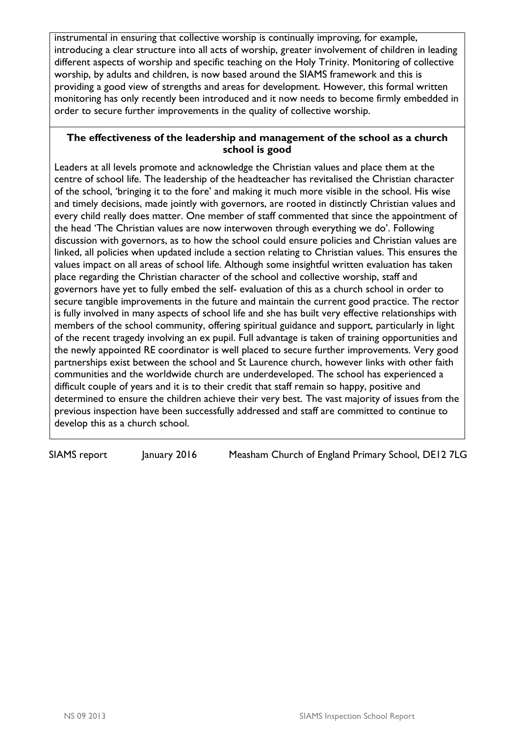instrumental in ensuring that collective worship is continually improving, for example, introducing a clear structure into all acts of worship, greater involvement of children in leading different aspects of worship and specific teaching on the Holy Trinity. Monitoring of collective worship, by adults and children, is now based around the SIAMS framework and this is providing a good view of strengths and areas for development. However, this formal written monitoring has only recently been introduced and it now needs to become firmly embedded in order to secure further improvements in the quality of collective worship.

**The effectiveness of the leadership and management of the school as a church school is good**

Leaders at all levels promote and acknowledge the Christian values and place them at the centre of school life. The leadership of the headteacher has revitalised the Christian character of the school, 'bringing it to the fore' and making it much more visible in the school. His wise and timely decisions, made jointly with governors, are rooted in distinctly Christian values and every child really does matter. One member of staff commented that since the appointment of the head 'The Christian values are now interwoven through everything we do'. Following discussion with governors, as to how the school could ensure policies and Christian values are linked, all policies when updated include a section relating to Christian values. This ensures the values impact on all areas of school life. Although some insightful written evaluation has taken place regarding the Christian character of the school and collective worship, staff and governors have yet to fully embed the self- evaluation of this as a church school in order to secure tangible improvements in the future and maintain the current good practice. The rector is fully involved in many aspects of school life and she has built very effective relationships with members of the school community, offering spiritual guidance and support, particularly in light of the recent tragedy involving an ex pupil. Full advantage is taken of training opportunities and the newly appointed RE coordinator is well placed to secure further improvements. Very good partnerships exist between the school and St Laurence church, however links with other faith communities and the worldwide church are underdeveloped. The school has experienced a difficult couple of years and it is to their credit that staff remain so happy, positive and determined to ensure the children achieve their very best. The vast majority of issues from the previous inspection have been successfully addressed and staff are committed to continue to develop this as a church school.

SIAMS report January 2016 Measham Church of England Primary School, DE12 7LG